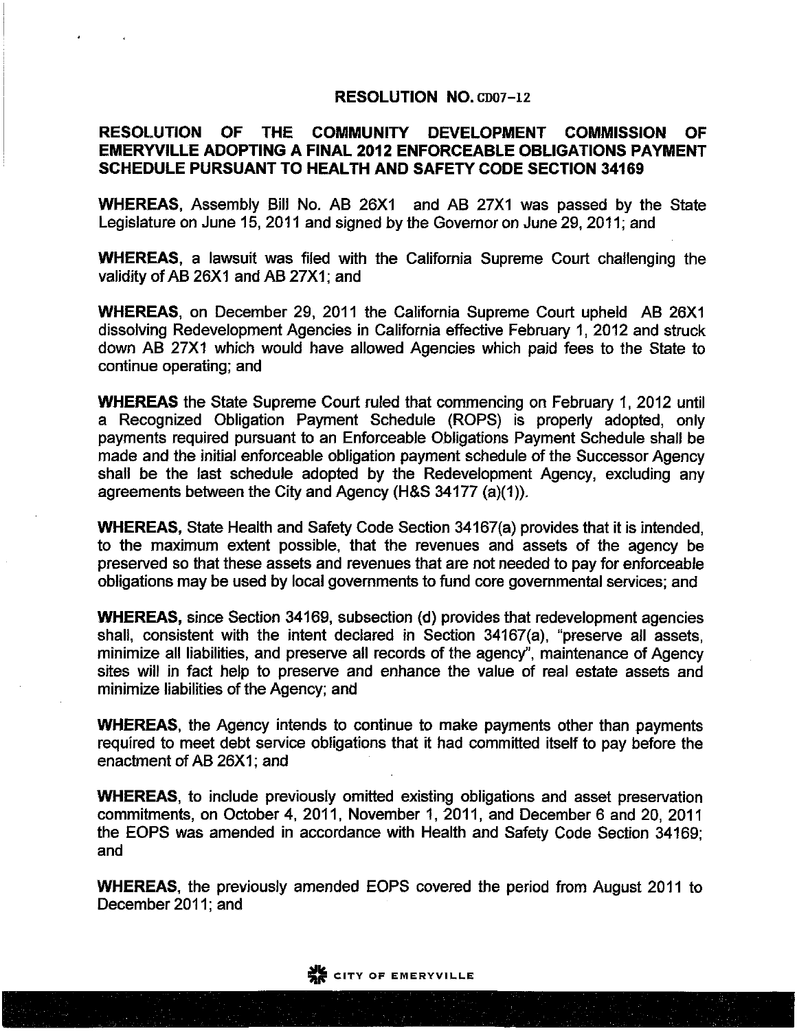**RESOLUTION NO. CD07-12**

**RESOLUTION OF THE COMMUNITY DEVELOPMENT COMMISSION OF EMERYVILLE ADOPTING A FINAL 2012 ENFORCEABLE OBLIGATIONS PAYMENT SCHEDULE PURSUANT TO HEALTH AND SAFETY CODE SECTION 34169**

**WHEREAS,** Assembly Bill No. AB 26X1 and AB 27X1 was passed by the State Legislature on June 15, 2011 and signed by the Governor on June 29, 2011; and

**WHEREAS,** a lawsuit was filed with the California Supreme Court challenging the validity of AB 26X1 and AB 27X1; and

**WHEREAS,** on December 29, 2011 the California Supreme Court upheld AB 26X1 dissolving Redevelopment Agencies in California effective February 1, 2012 and struck down AB 27X1 which would have allowed Agencies which paid fees to the State to continue operating; and

**WHEREAS** the State Supreme Court ruled that commencing on February 1, 2012 until a Recognized Obligation Payment Schedule (ROPS) is properly adopted, only payments required pursuant to an Enforceable Obligations Payment Schedule shall be made and the initial enforceable obligation payment schedule of the Successor Agency shall be the last schedule adopted by the Redevelopment Agency, excluding any agreements between the City and Agency (H&S 34177 (a)(1)).

**WHEREAS,** State Health and Safety Code Section 34167(a) provides that it is intended, to the maximum extent possible, that the revenues and assets of the agency be preserved so that these assets and revenues that are not needed to pay for enforceable obligations may be used by local governments to fund core governmental services; and

**WHEREAS,** since Section 34169, subsection (d) provides that redevelopment agencies shall, consistent with the intent declared in Section 34167(a), "preserve all assets, minimize all liabilities, and preserve all records of the agency", maintenance of Agency sites will in fact help to preserve and enhance the value of real estate assets and minimize liabilities of the Agency; and

**WHEREAS,** the Agency intends to continue to make payments other than payments required to meet debt service obligations that it had committed itself to pay before the enactment of AB 26X1; and

**WHEREAS,** to include previously omitted existing obligations and asset preservation commitments, on October 4, 2011, November 1, 2011, and December 6 and 20, 2011 the EOPS was amended in accordance with Health and Safety Code Section 34169; and

**WHEREAS,** the previously amended EOPS covered the period from August 2011 to December 2011; and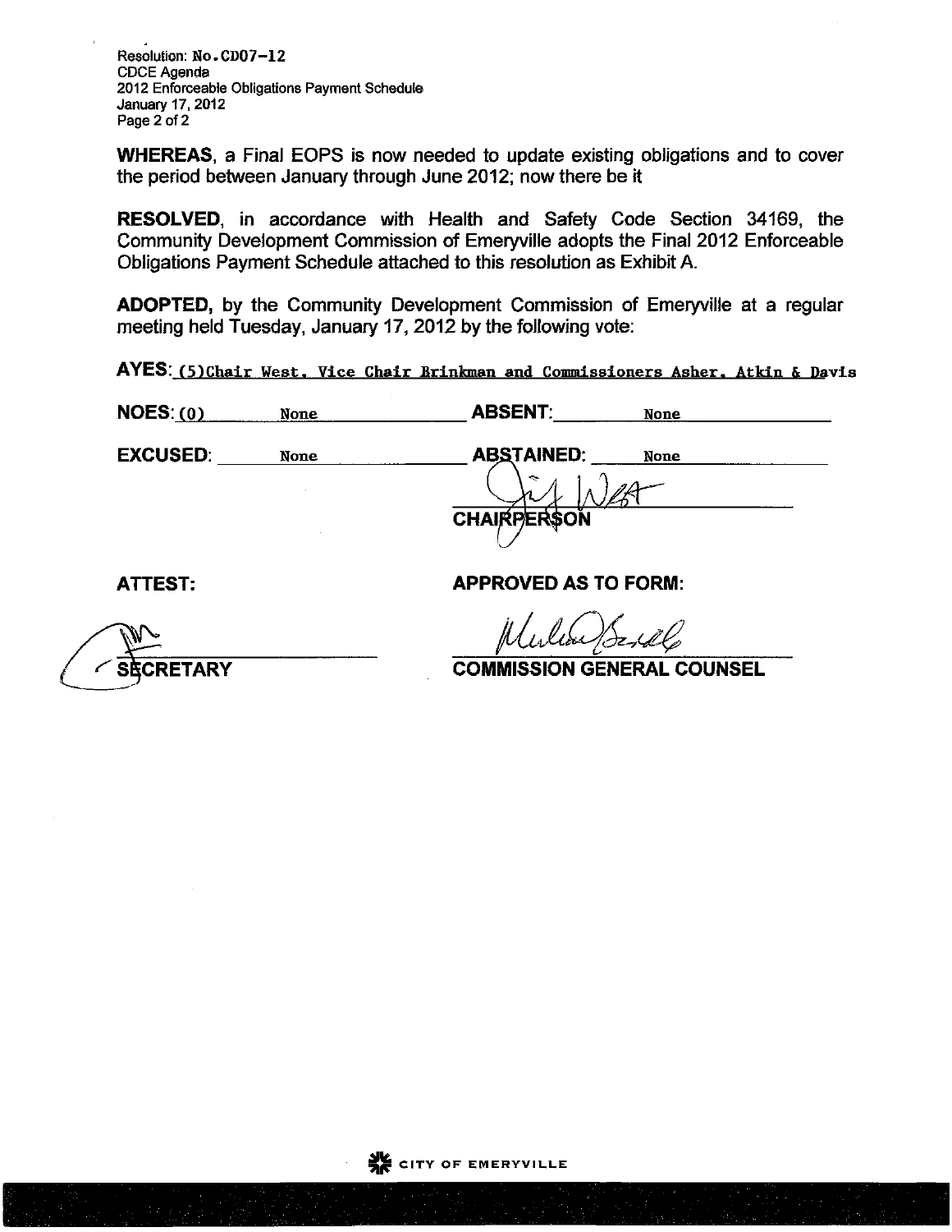Resolution: No.CD07-12
CDCE Agenda
2012 Enforceable Obligations Payment Schedule
January 17, 2012
Page 2 of 2

**WHEREAS**, a Final EOPS is now needed to update existing obligations and to cover the period between January through June 2012; now there be it

**RESOLVED**, in accordance with Health and Safety Code Section 34169, the Community Development Commission of Emeryville adopts the Final 2012 Enforceable Obligations Payment Schedule attached to this resolution as Exhibit A.

**ADOPTED,** by the Community Development Commission of Emeryville at a regular meeting held Tuesday, January 17, 2012 by the following vote:

**AYES:** (5)Chair West, Vice Chair Brinkman and Commissioners Asher, Atkin & Davis

**NOES:** (0) None **ABSENT:** None

**EXCUSED:** None **ABSTAINED:** None

**CHAIRPERSON**

**ATTEST:**

**SECRETARY**

**APPROVED AS TO FORM:**

**COMMISSION GENERAL COUNSEL**

CITY OF EMERYVILLE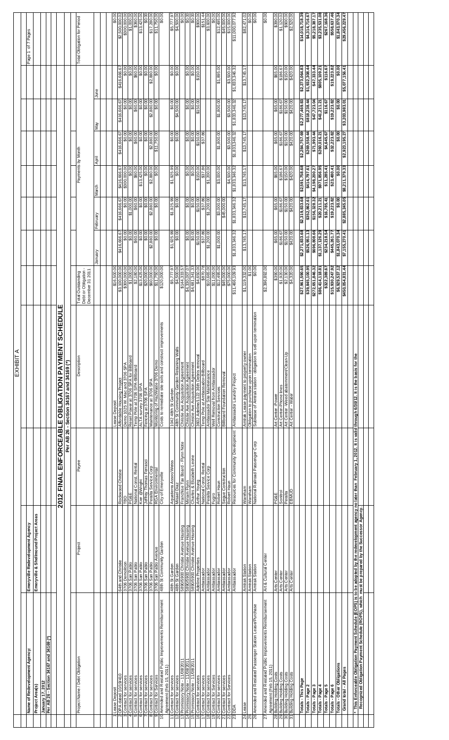EXHIBIT A

# 2012 FINAL ENFORCEABLE OBLIGATION PAYMENT SCHEDULE

## Per AB 26 - Section 34167 and 34169 (*)

**Name of Redevelopment Agency:** Emeryville Redevelopment Agency

**Project Area(s)** Emeryville & Shellmound Project Areas

**January 17, 2012**

**Per AB 26 - Section 34167 and 34169 (*)**

| | Project Name / Debt Obligation | Project | Payee | Description | Total Outstanding Debt or Obligation - December 31 2011 | Payments by Month | | | | | | Total Obligation for Period |
|---|---|---|---|---|---|---|---|---|---|---|---|---|
| | | | | | | January | February | March | April | May | June | |
| 1 | Lease Deposit | | | Lease Deposit | $16,500.00 | | | | | | | $0.00 |
| 2 | OPA dated 10/19/410 | 64th and Christie | Rockwood Christie | Affordable Housing Project | $3,100,000.00 | $416,666.67 | $416,666.67 | $416,666.67 | $416,666.67 | $416,666.67 | $416,666.67 | $2,500,000.00 |
| 3 | Contract for services | 3706 Demolition | TBD | Demo 1025 W. Mac and 3706 SPA | $300,000.00 | $0.00 | $0.00 | $300,000.00 | $0.00 | $0.00 | $0.00 | $300,000.00 |
| 4 | Contract for services | 3706 San Pablo | PG&E | Relocate Power at 3706 SPA for Billboard | $1,000.00 | $0.00 | $1,000.00 | $0.00 | $0.00 | $0.00 | $0.00 | $1,000.00 |
| 5 | Contract for services | 3706 San Pablo | National Const. Rental | Temp Pole at 3706 SPA-Billboard | $2,180.00 | $60.00 | $60.00 | $60.00 | $60.00 | $60.00 | $60.00 | $360.00 |
| 6 | Contract for services | 3706 San Pablo | Kier @Wright | ALTA survey 3706 SPA | $13,425.00 | $0.00 | $0.00 | $13,425.00 | $0.00 | $0.00 | $0.00 | $13,425.00 |
| 7 | Contract for services | 3706 San Pablo | Jeffrey Thomas Ferrasci | Fencing at 3706 SPA | $0.00 | $0.00 | $0.00 | $0.00 | $0.00 | $0.00 | $0.00 | $0.00 |
| 8 | Contract for services | 3706 San Pablo | Peralta Service Corp | Maintenance at 3706 SPA | $60,000.00 | $2,880.00 | $2,880.00 | $2,880.00 | $2,880.00 | $2,880.00 | $2,880.00 | $17,280.00 |
| 9 | Contract for Services | 3706 San Pablo Avenue | RGA Environmental | Monitoring of HazWaste 3706 Demo | $11,750.00 | $0.00 | $0.00 | $0.00 | $11,750.00 | $0.00 | $0.00 | $11,750.00 |
| 10 | Amended and Restated Public Improvements Reimbursement Agreement (Feb 15, 2011) | 48th St Community Garden | City of Emeryville | Costs to remediate site soils and construct improvements | $120,000.00 | | | | | | | $0.00 |
| 11 | Contract for services | 48th St Garden | Aquaterra Assoc/Weiss | 1042 48th St Garden | $5,777.97 | $1,925.99 | $1,925.99 | $1,925.99 | $0.00 | $0.00 | $0.00 | $5,777.97 |
| 12 | Contract for services | 48th St Garden | Misael Diaz | 48th St Community Garden Retaining Walls | $4,500.00 | $0.00 | $0.00 | | $4,500.00 | $0.00 | $0.00 | $4,500.00 |
| 13 | Promissory Note - 11/08/2011 | 5890/5900 Christie Avenue Housing | Franchise Tax Board - Flynn Note | Christie Ave Acquisition Agreement | $144,333.57 | | | | | | | $0.00 |
| 14 | Promissory Note - 11/08/2011 | 5890/5900 Christie Avenue Housing | Miriam Flynn | Christie Ave Acquisition Agreement | $4,330,007.01 | $0.00 | $0.00 | | $0.00 | $0.00 | $0.00 | $0.00 |
| 15 | Promissory Note - 11/08/2011 | 5890/5900 Christie Avenue Housing | Charles & Elizabeth Leone | Christie Ave Acquisition Agreement | $4,547,341.53 | $0.00 | $0.00 | | $0.00 | $0.00 | $0.00 | $0.00 |
| 16 | Contract for services | Adeline Properties | Arthur Young | 3602 Adeline/1122 36th Debris removal | $4,650.00 | $150.00 | $150.00 | $150.00 | $150.00 | $150.00 | $150.00 | $900.00 |
| 17 | Contract for services | Ambassador | National Const. Rental | Temp Pole at Ambassador-Billboard | $870.76 | $37.86 | $37.86 | $37.86 | $37.86 | | | $151.44 |
| 18 | Contract for services | Ambassador | Peralta Service Corp | Ambassador Site Maintenance | $10,665.00 | $1,200.00 | $1,200.00 | $1,200.00 | | | | $3,600.00 |
| 19 | Contract for services | Ambassador | Fugro | Well Removal from Ambassador | $10,000.00 | | | | | | | $0.00 |
| 20 | Contract for services | Ambassador | Robert Haun | Construction Services | $12,495.00 | $1,000.00 | $3,000.00 | $3,000.00 | $1,800.00 | $1,800.00 | $1,895.00 | $12,495.00 |
| 21 | Contract for services | Ambassador | Segue Construction | Billboard Foundation Removal | $45,000.00 | | $45,000.00 | | | | | $45,000.00 |
| 22 | Contract for Services | Ambassador | Robert Haun | | $75,000.00 | | | $4,500.00 | $3,500.00 | $3,500.00 | $3,500.00 | $15,000.00 |
| 23 | DDA | Ambassador | Resources for Community Development | Ambassador Laundry Project | $11,466,109.93 | $1,833,346.32 | $1,833,346.32 | $1,833,346.32 | $1,833,346.32 | $1,833,346.32 | $1,833,346.32 | $11,000,077.92 |
| 24 | Lease | Amtrak Station | Wareham | Amtrak Lease payment to property owner | $1,119,332.00 | $13,745.17 | $13,745.17 | $13,745.17 | $13,745.17 | $13,745.17 | $13,745.17 | $82,471.02 |
| 25 | | Amtrak Station | Wareham | Obligation to purchase upon termination | $1.00 | | | | | | | $0.00 |
| 26 | Amended and Restated Passenger Station Lease/Purchase | Amtrak Station | National Railroad Passenger Corp | Sublease of Amtrak station - obligation to sell upon termination | $0.00 | | | | | | | $0.00 |
| 27 | Amended and Restated Public Improvements Reimbursement Agreement (Feb 15, 2011) | Art & Cultural Center | | | $2,396,892.00 | | | | | | | $0.00 |
| 28 | Building Holding Costs | Arts Center | PG&E | Art Center-Power | $390.00 | $65.00 | $65.00 | $65.00 | $65.00 | $65.00 | $65.00 | $390.00 |
| 29 | Building Holding Costs | Arts Center | Sonitrol | Art Center-Phone lines | $1,920.00 | $186.67 | $186.67 | $186.67 | $186.67 | $186.67 | $186.67 | $1,120.02 |
| 30 | Building Holding Costs | Arts Center | Peralta | Art Center-Weed abatement/Clean-Up | $2,130.00 | $150.00 | $150.00 | $150.00 | $150.00 | $150.00 | $150.00 | $900.00 |
| 31 | Building Holding Costs | Arts Center | EBMUD | Art Center - Water | $4,320.00 | $420.00 | $420.00 | $420.00 | $420.00 | $420.00 | $420.00 | $2,520.00 |
| | **Totals - This Page** | | | | **$27,961,590.65** | **$2,271,833.68** | **$2,319,833.68** | **$2,591,758.68** | **$2,284,757.69** | **$2,277,469.83** | **$2,273,064.83** | **$14,018,718.39** |
| | **Totals - Page 2** | | | | **$39,845,100.95** | **$526,951.13** | **$352,862.61** | **$414,797.61** | **$269,558.44** | **$818,238.44** | **$1,932,308.44** | **$4,314,716.67** |
| | **Totals - Page 3** | | | | **$272,651,846.32** | **$696,808.66** | **$156,328.32** | **$4,198,200.27** | **$71,993.44** | **$47,723.04** | **$47,333.44** | **$5,218,387.17** |
| | **Totals - Page 4** | | | | **$86,414,118.81** | **$1,137,126.29** | **$20,211.21** | **$971,856.95** | **$260,016.21** | **$41,211.21** | **$805,109.21** | **$3,235,531.08** |
| | **Totals - Page 5** | | | | **$322,389.67** | **$234,218.54** | **$16,785.41** | **$11,285.41** | **$4,646.67** | **$116.67** | **$116.67** | **$267,168.36** |
| | **Totals - Page 6** | | | | **$15,980,247.92** | **$445,261.77** | **$19,223.82** | **$23,480.41** | **$32,223.82** | **$19,223.82** | **$19,223.82** | **$558,637.46** |
| | **Totals - Other Obligations** | | | | **$6,926,537.12** | **$1,843,070.34** | **$0.00** | **$0.00** | **$0.00** | **$0.00** | **$0.00** | **$1,843,070.34** |
| | **Grand total - All Pages** | | | | **$450,061,831.44** | **$7,155,270.41** | **$2,895,245.09** | **$8,211,379.33** | **$2,923,196.27** | **$3,203,983.01** | **$5,077,156.41** | **$29,466,229.47** |

\* This Enforceable Obligation Payment Schedule (EOPS) is to be adopted by the redevelopment agency no later than February 1, 2012. It is valid through 6/30/12. It is the basis for the Recognized Obligation Payment Schedule (ROPS), which must be prepared by the Successor Agency.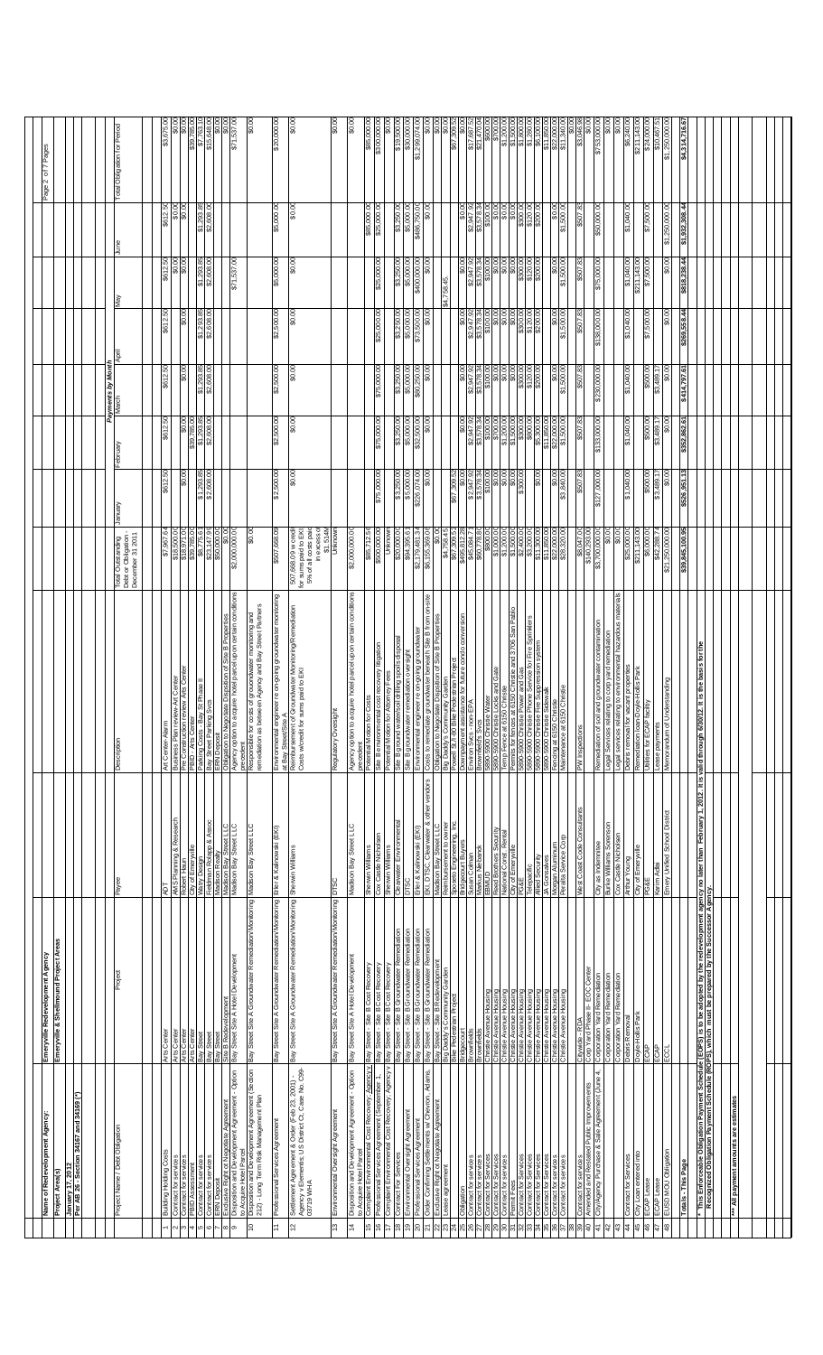**Name of Redevelopment Agency:** Emeryville Redevelopment Agency

**Project Area(s):** Emeryville & Shellmound Project Areas

**January 17, 2012**

**Per AB 26 - Section 34167 and 34169 (*)**

| # | Project Name / Debt Obligation | Project | Payee | Description | Total Outstanding Debt or Obligation December 31 2011 | January | February | March | April | May | June | Total Obligation for Period |
|---|---|---|---|---|---|---|---|---|---|---|---|---|
| | | | | | | Payments by Month | | | | | | |
| 1 | Building Holding Costs | Arts Center | ADT | Art Center Alarm | $7,967.64 | $612.50 | $612.50 | $612.50 | $612.50 | $612.50 | $612.50 | $3,675.00 |
| 2 | Contract for services | Arts Center | AKS Planning & Research | Business Plan review Arts Center | $19,500.00 | | | | | $0.00 | $0.00 | $0.00 |
| 3 | Contract for services | Arts Center | Robert Haun | Pre Construction review Arts Center | $18,971.00 | $0.00 | $0.00 | $0.00 | $0.00 | $0.00 | $0.00 | $0.00 |
| 4 | PBID Assessment | Arts Center | City of Emeryville | PBID - Arts Center | $39,785.00 | | $39,785.00 | | | | | $39,785.00 |
| 5 | Contract for services | Bay Street | Willdan Design | Parking Costs - Bay St Phase II | $7,775.00 | $1,293.85 | $1,293.85 | $1,293.85 | $1,293.85 | $1,293.85 | $1,293.85 | $7,763.10 |
| 6 | Contract for services | Bay Street | Heidmann Relapp & Assoc | Bay Street Parking Svcs | $23,147.93 | $2,608.00 | $2,608.00 | $2,608.00 | $2,608.00 | $2,608.00 | $2,608.00 | $15,648.00 |
| 7 | ERN Deposit | Bay Street | Madison Realty | ERN Deposit | $50,000.00 | | | | | | | $0.00 |
| 8 | Exclusive Right to Negotiate Agreement | Site B Redevelopment | Madison Bay Street LLC | Obligation to Negotiate Disposition of Site B Properties | $0.00 | | | | | | | $0.00 |
| 9 | Disposition and Development Agreement - Option to Acquire Hotel Parcel | Bay Street Site A Hotel Development | Madison Bay Street LLC | Agency option to acquire hotel parcel upon certain conditions precedent | $2,000,000.00 | | | | | $71,537.00 | | $71,537.00 |
| 10 | Disposition and Development Agreement (Section 212) - Long Term Risk Management Plan | Bay Street Site A Groundwater Remediation/Monitoring | Madison Bay Street LLC | Responsible for costs of groundwater monitoring and remediation as between Agency and Bay Street Partners | $0.00 | | | | | | | $0.00 |
| 11 | Professional Services Agreement | Bay Street Site A Groundwater Remediation/Monitoring | Erler & Kalinowski (EKI) | Environmental engineer re ongoing groundwater monitoring at Bay Street/Site A | $507,668.09 | $2,500.00 | $2,500.00 | $2,500.00 | $2,500.00 | $5,000.00 | $5,000.00 | $20,000.00 |
| 12 | Settlement Agreement & Order (Feb 23, 2001) Agency v. Elementis; US District Ct. Case No. C99-03719 WHA | Bay Street Site A Groundwater Remediation/Monitoring | Sherwin Williams | Reimbursement of Groundwater Monitoring/Remediation Costs w/credit for sums paid to EKI | 507,668.09 w/credit for sums paid to EKI; 5% of all costs paid in excess of $1.5 M / Unknown | $0.00 | $0.00 | $0.00 | $0.00 | $0.00 | $0.00 | $0.00 |
| 13 | Environmental Oversight Agreement | Bay Street Site A Groundwater Remediation/Monitoring | DTSC | Regulatory Oversight | Unknown | | | | | | | $0.00 |
| 14 | Disposition and Development Agreement - Option to Acquire Hotel Parcel | Bay Street Site A Hotel Development | Madison Bay Street LLC | Agency option to acquire hotel parcel upon certain conditions precedent | $2,000,000.00 | | | | | | | $0.00 |
| 15 | Complaint Environmental Cost Recovery Agency v. | Bay Street - Site B Cost Recovery | Sherwin Williams | Potential Motion for Costs | $85,712.50 | | | | | | $85,000.00 | $85,000.00 |
| 16 | Professional Services Agreement (September 1 | Bay Street - Site B Cost Recovery | Cox Castle Nicholson | Site B environmental cost recovery litigation | $580,000.00 | $75,000.00 | $75,000.00 | $75,000.00 | $25,000.00 | $25,000.00 | $25,000.00 | $300,000.00 |
| 17 | Complaint Environmental Cost Recovery Agency v. | Bay Street - Site B Cost Recovery | Sherwin Williams | Potential Motion for Attorney Fees | Unknown | | | | | | | $0.00 |
| 18 | Contract For Services | Bay Street - Site B Groundwater Remediation | Clearwater Environmental | Site B groundwater/drilling spoils disposal | $20,000.00 | $3,250.00 | $3,250.00 | $3,250.00 | $3,250.00 | $3,250.00 | $3,250.00 | $19,500.00 |
| 19 | Environmental Oversight Agreement | Bay Street - Site B Groundwater Remediation | DTSC | Site B groundwater remediation oversight | $34,395.61 | $5,000.00 | $5,000.00 | $5,000.00 | $5,000.00 | $5,000.00 | $5,000.00 | $30,000.00 |
| 20 | Professional Services Agreement | Bay Street - Site B Groundwater Remediation | Erler & Kalinowski (EKI) | Environmental engineer re ongoing groundwater | $2,153,000.00 | $228,074.00 | $32,500.00 | $83,250.00 | $73,350.00 | $400,000.00 | $486,750.00 | $1,299,074.00 |
| 21 | Order Confirming Settlements w/ Chevron, Adams, | Bay Street - Site B Groundwater Remediation | BKF, DTSC, Clearwater & other vendors | Costs to remediate groundwater beneath Site B from on-site | $1,155,593.00 | $0.00 | $0.00 | $0.00 | $0.00 | $0.00 | $0.00 | $0.00 |
| 22 | Exclusive Right to Negotiate Agreement | Bay Street - Site B Redevelopment | Madison Bay Street LLC | Obligation to Negotiate Disposition of Site B Properties | $0.00 | | | | | | | $0.00 |
| 23 | Lease agreement | Big Daddy's Community Garden | Reimbursement to owner | Big Daddy's Community Garden | $4,758.45 | | | | $4,758.45 | | | $0.00 |
| 24 | | Bike Pedestrian Project | Siegel Engineering, Inc | Powell St. 80 Bike Pedestrian Project | $67,309.52 | $67,309.52 | | | | | | $67,309.52 |
| 25 | Obligation | Bridgecourt | Bridgecourt Buyers | Downpayment assistance for future condo conversion | $455,812.28 | $0.00 | $0.00 | $0.00 | $0.00 | $0.00 | $0.00 | $0.00 |
| 26 | Contract for services | Brownfields | Susan Colman | Environ Svcs - non-EPA | $45,684.71 | $2,947.92 | $2,947.92 | $2,947.92 | $2,947.92 | $2,947.92 | $2,947.92 | $17,687.52 |
| 27 | Contract for services | Brownfields | Mariko Yamanaka | Brownfields Svcs | $60,778.80 | $3,578.34 | $3,578.34 | $3,578.34 | $3,578.34 | $3,578.34 | $3,578.34 | $21,470.04 |
| 28 | Contract for Services | Christie Avenue Housing | EBMUD | 5890-5900 Christie Water | $800.00 | $100.00 | $100.00 | $100.00 | $100.00 | $100.00 | $100.00 | $600.00 |
| 29 | Contract for Services | Christie Avenue Housing | Reed Brothers Security | 5890-5900 Christie Locks and Gate | $1,000.00 | $0.00 | $700.00 | $0.00 | $0.00 | $0.00 | $0.00 | $700.00 |
| 30 | Contract for Services | Christie Avenue Housing | National Const. Rental | Temp Fence at 6150 Christie | $1,200.00 | $0.00 | $1,200.00 | $0.00 | $0.00 | $0.00 | $0.00 | $0.00 |
| 31 | Permit Fees | Christie Avenue Housing | City of Emeryville | Permits for fences at 6150 Christie and 3706 San Pablo | $1,500.00 | $0.00 | $1,500.00 | $0.00 | $0.00 | $0.00 | $0.00 | $1,500.00 |
| 32 | Contract for Services | Christie Avenue Housing | PG&E | 5890-5900 Christie Power and Gas | $2,400.00 | $300.00 | $300.00 | $300.00 | $300.00 | $300.00 | $300.00 | $1,800.00 |
| 33 | Contract for Services | Christie Avenue Housing | Telepacific | 5890-5900 Christie Phone Service for Fire Sprinklers | $320.00 | | $80.00 | $120.00 | $120.00 | $120.00 | $120.00 | $1,280.00 |
| 34 | Contract for Services | Christie Avenue Housing | Allied Security | 5890-5900 Christie Fire Suppression system | $11,300.00 | | $5,300.00 | $200.00 | $200.00 | $200.00 | $200.00 | $6,100.00 |
| 35 | Contract for Services | Christie Avenue Housing | JA Gonsalves | 5890-5900 Christie Sidewalk | $11,850.00 | | $11,850.00 | | | | | $11,850.00 |
| 36 | Contract for Services | Christie Avenue Housing | Morgan Aluminum | Fencing at 6150 Christie | $22,000.00 | $0.00 | $22,000.00 | $0.00 | $0.00 | $0.00 | $0.00 | $22,000.00 |
| 37 | Contract for services | Christie Avenue Housing | Peralta Service Corp | Maintenance at 6150 Christie | $33,840.00 | $3,840.00 | $1,500.00 | $1,500.00 | $1,500.00 | $1,500.00 | $1,500.00 | $11,340.00 |
| 38 | | | | | | | | | | | | $0.00 |
| 39 | Contract for services | Citywide - RDA | West Coast Code Consultants | PW Inspections | $6,047.00 | $507.83 | $507.83 | $507.83 | $507.83 | $507.83 | $507.83 | $3,046.98 |
| 40 | Amended and Restated Public Improvements | Corp Yard Phase II- EOC Center | | | $140,293.00 | | | | | | | $0.00 |
| 41 | City/Agency Purchase & Sale Agreement (June 4, | Corporation Yard Remediation | City as Indemnitee | Remediation of soil and groundwater contamination | $3,700,000.00 | $127,000.00 | $133,000.00 | $230,000.00 | $138,000.00 | $75,000.00 | $50,000.00 | $753,000.00 |
| 42 | | Corporation Yard Remediation | Burke Williams Sorensen | Legal Services relating to corp yard remediation | $0.00 | | | | | | | $0.00 |
| 43 | | Corporation Yard Remediation | Cox Castle Nicholson | Legal services relating to environmental hazardous materials | $0.00 | | | | | | | $0.00 |
| 44 | Contract for Services | Debris Removal | Arthur Young | Debris removal for vacant properties | $25,000.00 | $1,040.00 | $1,040.00 | $1,040.00 | $1,040.00 | $1,040.00 | $1,040.00 | $6,240.00 |
| 45 | City Loan entered into | Doyle-Hollis Park | City of Emeryville | Remediation loan-Doyle-Hollis Park | $211,143.00 | | | | | $211,143.00 | | $211,143.00 |
| 46 | ECAP Lease | ECAP | PG&E | Utilities for ECAP facility | $25,000.00 | $500.00 | $500.00 | $500.00 | $7,500.00 | $7,500.00 | $7,500.00 | $24,000.00 |
| 47 | ECAP Lease | ECAP | Nancy Pulte | Lease payments | $42,283.00 | $3,408.25 | $3,408.25 | $3,681.01 | | | | $10,497.51 |
| 48 | EUSD MOU Obligation | ECCL | Emery Unified School District | Memorandum of Understanding | $21,250,000.00 | $0.00 | $0.00 | $0.00 | $0.00 | $0.00 | $1,250,000.00 | $1,250,000.00 |
| | **Totals - This Page** | | | | **$39,845,100.95** | **$526,951.13** | **$352,862.61** | **$414,797.61** | **$269,558.44** | **$818,238.44** | **$1,932,308.44** | **$4,314,716.67** |

* This Enforceable Obligation Payment Schedule (EOPS) is to be adopted by the redevelopment agency no later than February 1, 2012. It is valid through 6/30/12. It is the basis for the Recognized Obligation Payment Schedule (ROPS), which must be prepared by the Successor Agency.

*** All payment amounts are estimates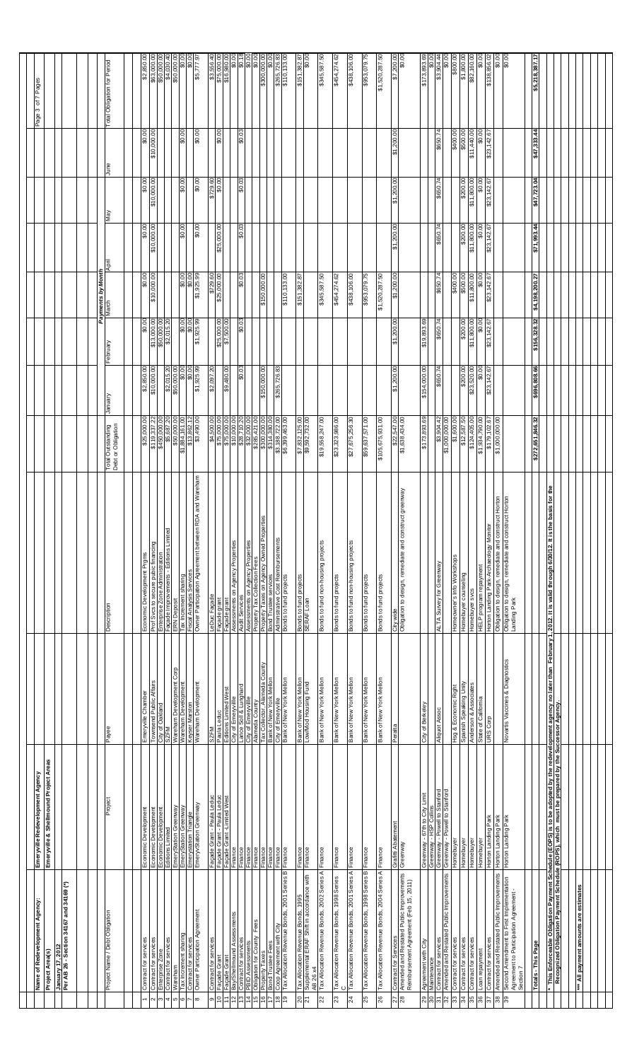| | | | | | | | | | | | | |
|---|---|---|---|---|---|---|---|---|---|---|---|---|
| **Name of Redevelopment Agency:** | **Emeryville Redevelopment Agency** | | | | | | | | | | | |
| **Project Area(s)** | **Emeryville & Shellmound Project Areas** | | | | | | | | | | | |

**January 17, 2012**
**Per AB 26 - Section 34167 and 34169 (*)**

| # | Project Name / Debt Obligation | Project | Payee | Description | Total Outstanding Debt or Obligation | Payments by Month | | | | | | Total Obligation for Period |
|---|---|---|---|---|---|---|---|---|---|---|---|---|
| | | | | | | January | February | March | April | May | June | |
| 1 | Contract for services | Economic Development | Emeryville Chamber | Economic Development Prgms | $25,000.00 | $2,850.00 | $0.00 | $0.00 | $0.00 | $0.00 | $0.00 | $2,850.00 |
| 2 | Contract for services | Economic Development | Townsend Public Affairs | Prof Svcs to secure public financing | $119,337.22 | $10,000.00 | $13,000.00 | $10,000.00 | $10,000.00 | $10,000.00 | $10,000.00 | $63,000.00 |
| 3 | Enterprise Zone | Economic Development | City of Oakland | Enterprise Zone Administration | $450,000.00 | | $50,000.00 | | | | | $50,000.00 |
| 4 | Contract for services | Editions Limited | SZFM | Facade Improvements - Editions Limited | $6,687.20 | $2,015.20 | $2,015.20 | | | | | $4,030.40 |
| 5 | Wareham | EmeryStation Greenway | Wareham Development Corp | ERN Deposit | $50,000.00 | $50,000.00 | | | | | | $50,000.00 |
| 6 | Tax Increment Sharing | EmeryStation Greenway | Wareham Development | Tax Increment sharing | $1,884,161.00 | $0.00 | $0.00 | $0.00 | $0.00 | $0.00 | $0.00 | $0.00 |
| 7 | Contract for services | Emeryville Triangle | Keyser Marston | Fiscal Analysis Services | $13,882.12 | $0.00 | $0.00 | $0.00 | | | | $0.00 |
| 8 | Owner Participation Agreement | EmeryStation Greenway | Wareham Development | Owner Participation Agreement between RDA and Wareham | $3,490.00 | $1,925.99 | $1,925.99 | $1,925.99 | $0.00 | $0.00 | $0.00 | $5,777.97 |
| 9 | Contract for services | Facade Grant - Paula Leduc | SZFM | LeDuc Facade | $4,500.00 | $2,097.20 | | $729.60 | $729.60 | | | $3,556.40 |
| 10 | Facade Grant | Facade Grant - Paula Leduc | Paula Leduc | Facade grant | $75,000.00 | | $25,000.00 | $25,000.00 | $25,000.00 | $0.00 | $0.00 | $75,000.00 |
| 11 | Facade Grant | Facade Grant - Limited West | Editions Limited West | Facade grant | $26,980.00 | $9,480.00 | $7,500.00 | | | | | $16,980.00 |
| 12 | Bay/Shellmound Assessments | Finance | City of Emeryville | Assessments on Agency Properties | $10,000.00 | | | | | | | $0.00 |
| 13 | Contract for services | Finance | Lance Soll & Lunghard | Audit Services | $28,710.20 | $0.03 | $0.03 | $0.03 | $0.03 | $0.03 | $0.03 | $0.18 |
| 14 | PBID Assessments | Finance | City of Emeryville | Assessments on Agency Properties | $32,000.00 | | | | | | | $0.00 |
| 15 | Obligation for County Fees | Finance | Alameda County | Property Tax Collection Fees | $296,621.00 | | | | | | | $0.00 |
| 16 | Property Taxes | Finance | Tax Collector, Alameda County | Property Taxes on Agency Owned Properties | $300,000.00 | $150,000.00 | | $150,000.00 | | | | $300,000.00 |
| 17 | Bond Trustee Fees | Finance | Bank of New York Mellon | Bond Trustee services | $314,380.00 | | | | | | | $0.00 |
| 18 | Coop Agreement with City | Finance | City of Emeryville | Administrative Cost Reimbursements | $3,188,722.00 | $265,726.83 | | | | | | $265,726.83 |
| 19 | Tax Allocation Revenue Bonds, 2001 Series B | Finance | Bank of New York Mellon | Bonds to fund projects | $6,399,483.00 | | | $110,133.00 | | | | $110,133.00 |
| 20 | Tax Allocation Revenue Bonds, 1995 | Finance | Bank of New York Mellon | Bonds to fund projects | $7,832,125.00 | | | $151,382.87 | | | | $151,382.87 |
| 21 | Supplemental ERAF Shift in accordance with AB 26 x4 | Finance | LowMod Housing Fund | SERAF Loan | $9,592,732.00 | | | | | | | $0.00 |
| 22 | Tax Allocation Revenue Bonds, 2002 Series A | Finance | Bank of New York Mellon | Bonds to fund non-housing projects | $19,558,247.00 | | | $345,587.50 | | | | $345,587.50 |
| 23 | Tax Allocation Revenue Bonds, 1998 Series C | Finance | Bank of New York Mellon | Bonds to fund projects | $23,323,986.00 | | | $464,274.62 | | | | $464,274.62 |
| 24 | Tax Allocation Revenue Bonds, 2001 Series A | Finance | Bank of New York Mellon | Bonds to fund non-housing projects | $27,675,256.30 | | | $438,106.00 | | | | $438,106.00 |
| 25 | Tax Allocation Revenue Bonds, 1998 Series B | Finance | Bank of New York Mellon | Bonds to fund projects | $59,637,571.00 | | | $953,079.75 | | | | $953,079.75 |
| 26 | Tax Allocation Revenue Bonds, 2004 Series A | Finance | Bank of New York Mellon | Bonds to fund projects | $105,675,931.00 | | | $1,520,287.50 | | | | $1,520,287.50 |
| 27 | Contract for Services | Graffiti Abatement | Peralta | City wide | $22,547.00 | $1,200.00 | $1,200.00 | $1,200.00 | $1,200.00 | $1,200.00 | $1,200.00 | $7,200.00 |
| 28 | Amended and Restated Public Improvements Reimbursement Agreement (Feb 15, 2011) | Greenway | | Obligation to design, remediate and construct greenway | $1,638,434.00 | | | | | | | $0.00 |
| 29 | Agreement with City | Greenway - 67th to City Limit | City of Berkeley | | $173,893.69 | $154,000.00 | $19,893.69 | | | | | $173,893.69 |
| 30 | Maintenance | Greenway - HSP Collins | | | | | | | | | | $0.00 |
| 31 | Contract for services | Greenway - Powell to Stanford | Alquist Assoc | ALTA Survey for Greenway | $3,904.42 | $650.74 | $650.74 | $650.74 | $650.74 | $650.74 | $650.74 | $3,904.44 |
| 32 | Amended and Restated Public Improvements | Greenway - Powell to Stanford | | | $1,000,000.00 | | | | | | | $0.00 |
| 33 | Contract for services | Homebuyer | Hsg & Economic Right | Homeowner's Info Workshops | $1,600.00 | | | $400.00 | | | $400.00 | $800.00 |
| 34 | Contract for services | Homebuyer | Spanish Speaking Unity | Homebuyer counseling | $12,587.50 | $200.00 | $200.00 | $500.00 | $200.00 | $200.00 | $500.00 | $1,800.00 |
| 35 | Contract for services | Homebuyer | Anderson & Associates | Homebuyer svcs | $124,405.00 | $23,520.00 | $11,800.00 | $11,800.00 | $11,800.00 | $11,800.00 | $11,440.00 | $82,160.00 |
| 36 | Loan repayment | Homebuyer | State of California | HELP program repayment | $1,934,790.00 | $0.00 | $0.00 | $0.00 | $0.00 | $0.00 | $0.00 | $0.00 |
| 37 | Contract for services | Horton Landing Park | URS Corp | Horton Landing Park-Archaeology Monitor | $179,102.67 | $23,142.67 | $23,142.67 | $23,142.67 | $23,142.67 | $23,142.67 | $23,142.67 | $138,856.02 |
| 38 | Amended and Restated Public Improvements | Horton Landing Park | | Obligation to design, remediate and construct Horton | $1,000,000.00 | | | | | | | $0.00 |
| 39 | Second Amendment to First Implementation Agreement to Participation Agreement - Section 7 | Horton Landing Park | Novartis Vaccines & Diagnostics | Obligation to design, remediate and construct Horton Landing Park | | | | | | | | $0.00 |
| | **Totals - This Page** | | | | **$272,651,846.32** | **$696,808.66** | **$156,328.32** | **$4,198,200.27** | **$71,993.44** | **$47,723.04** | **$47,333.44** | **$5,218,387.17** |

*** This Enforceable Obligation Payment Schedule (EOPS) is to be adopted by the redevelopment agency no later than February 1, 2012. It is valid through 6/30/12. It is the basis for the Recognized Obligation Payment Schedule (ROPS), which must be prepared by the Successor Agency.**

***** All payment amounts are estimates**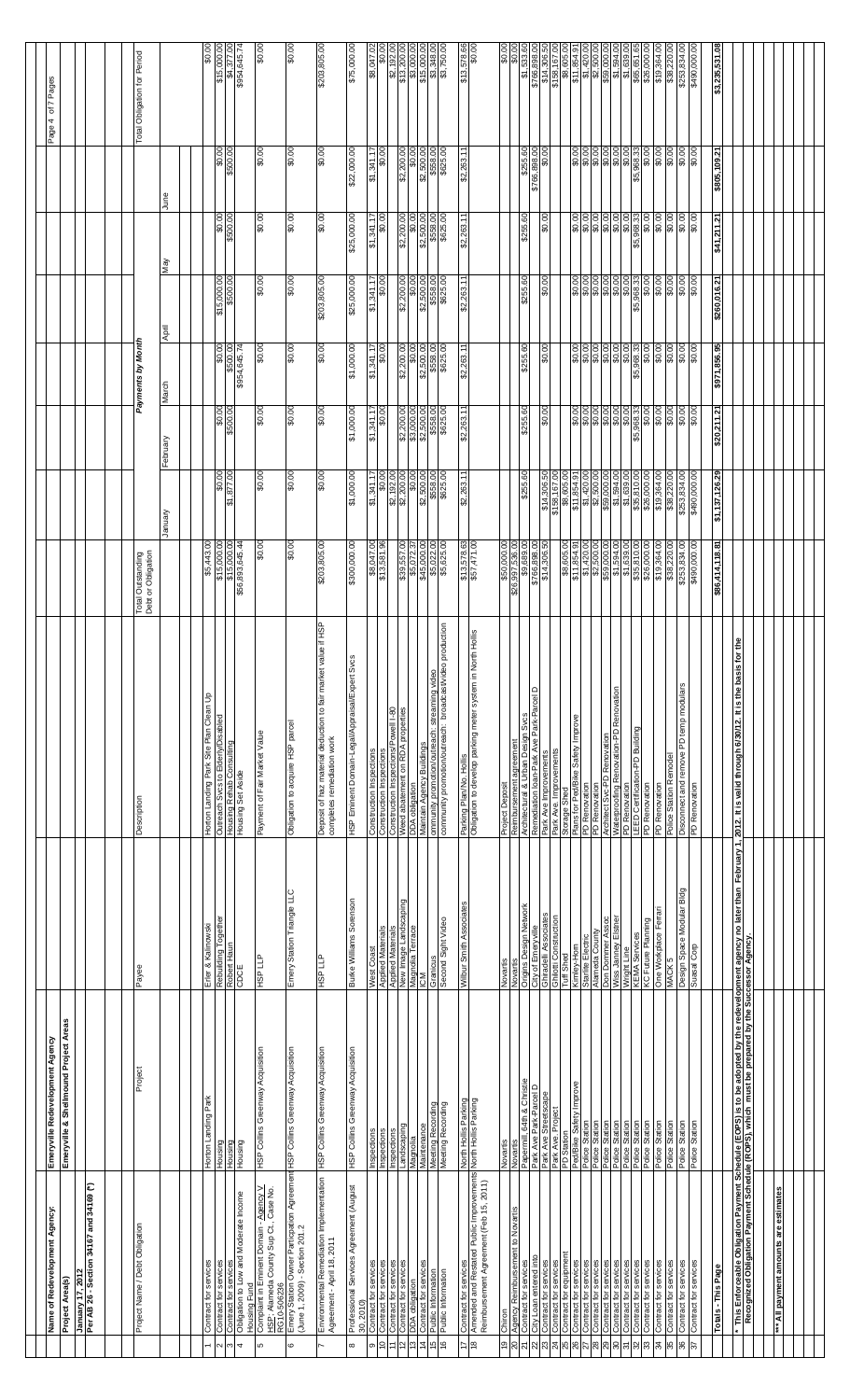| Name of Redevelopment Agency: | Emeryville Redevelopment Agency |
|---|---|
| Project Area(s) | Emeryville & Shellmound Project Areas |

**January 17, 2012**
**Per AB 26 - Section 34167 and 34169 (*)**

| # | Project Name / Debt Obligation | Project | Payee | Description | Total Outstanding Debt or Obligation | Payments by Month | | | | | | Total Obligation for Period |
|---|---|---|---|---|---|---|---|---|---|---|---|---|
| | | | | | | January | February | March | April | May | June | |
| 1 | Contract for services | Horton Landing Park | Erler & Kalinowski | Horton Landing Park Site Plan Clean Up | $5,443.00 | | | | | | | $0.00 |
| 2 | Contract for services | Housing | Rebuilding Together | Outreach Svcs to Elderly/Disabled | $15,000.00 | $0.00 | $0.00 | $0.00 | $15,000.00 | $0.00 | $0.00 | $15,000.00 |
| 3 | Contract for services | Housing | Robert Haun | Housing Rehab Consulting | $15,000.00 | $1,877.00 | $500.00 | $500.00 | $500.00 | $500.00 | $500.00 | $4,377.00 |
| 4 | Obligation to Low and Moderate Income Housing Fund | Housing | CDCE | Housing Set Aside | $56,893,645.44 | | | $954,645.74 | | | | $954,645.74 |
| 5 | Compliant in Eminent Domain - Agency V. HSP; Alameda County Sup Ct., Case No. RG10-506236 | HSP Collins Greenway Acquisition | HSP LLP | Payment of Fair Market Value | $0.00 | $0.00 | $0.00 | $0.00 | $0.00 | $0.00 | $0.00 | $0.00 |
| 6 | Emery Station Owner Participation Agreement (June 1, 2009) - Section 201.2 | HSP Collins Greenway Acquisition | Emery Station Triangle LLC | Obligation to acquire HSP parcel | $0.00 | $0.00 | $0.00 | $0.00 | $0.00 | $0.00 | $0.00 | $0.00 |
| 7 | Environmental Remediation Implementation Agreement - April 18, 2011 | HSP Collins Greenway Acquisition | HSP LLP | Deposit of haz material deduction to fair market value if HSP completes remediation work | $203,805.00 | $0.00 | $0.00 | $0.00 | $203,805.00 | $0.00 | $0.00 | $203,805.00 |
| 8 | Professional Services Agreement (August 30, 2010) | HSP Collins Greenway Acquisition | Burke Williams Sorenson | HSP Eminent Domain-Legal/Appraisal/Expert Svcs | $300,000.00 | $1,000.00 | $1,000.00 | $1,000.00 | $25,000.00 | $25,000.00 | $22,000.00 | $75,000.00 |
| 9 | Contract for services | Inspections | West Coast | Construction Inspections | $8,047.00 | $1,341.17 | $1,341.17 | $1,341.17 | $1,341.17 | $1,341.17 | $1,341.17 | $8,047.02 |
| 10 | Contract for services | Inspections | Applied Materials | Construction Inspections | $13,581.96 | $0.00 | $0.00 | $0.00 | $0.00 | $0.00 | $0.00 | $0.00 |
| 11 | Contract for services | Inspections | Applied Materials | Construction Inspections/Powell I-80 | $2,192.00 | $2,192.00 | | | | | | $2,192.00 |
| 12 | Contract for services | Landscaping | New Image Landscaping | Weed abatement on RDA properties | $39,557.00 | $2,200.00 | $2,200.00 | $2,200.00 | $2,200.00 | $2,200.00 | $2,200.00 | $13,200.00 |
| 13 | DDA obligation | Magnolia | Magnolia Terrace | DDA obligation | $5,072.37 | $0.00 | $3,000.00 | $0.00 | $0.00 | $0.00 | $0.00 | $3,000.00 |
| 14 | Contract for services | Maintenance | ICM | Maintain Agency Buildings | $45,000.00 | $2,500.00 | $2,500.00 | $2,500.00 | $2,500.00 | $2,500.00 | $2,500.00 | $15,000.00 |
| 15 | Public information | Meeting Recording | Granicus | community promotion/outreach: streaming video | $5,022.00 | $558.00 | $558.00 | $558.00 | $558.00 | $558.00 | $558.00 | $3,348.00 |
| 16 | Public information | Meeting Recording | Second Sight Video | community promotion/outreach: broadcast/video production | $5,025.00 | $625.00 | $625.00 | $625.00 | $625.00 | $625.00 | $625.00 | $3,750.00 |
| 17 | Contract for services | North Hollis Parking | Wilbur Smith Associates | Parking Plan/No. Hollis | $13,578.63 | $2,263.11 | $2,263.11 | $2,263.11 | $2,263.11 | $2,263.11 | $2,263.11 | $13,578.66 |
| 18 | Amended and Restated Public Improvements Reimbursement Agreement (Feb 15, 2011) | North Hollis Parking | | Obligation to develop parking meter system in North Hollis | $57,471.00 | | | | | | | $0.00 |
| 19 | Chiron | Novartis | Novartis | Project Deposit | $50,000.00 | | | | | | | $0.00 |
| 20 | Agency Reimbursement to Novartis | Novartis | Novartis | Reimbursement agreement | $26,997,536.00 | | | | | | | $0.00 |
| 21 | Contract for services | Papermill, 64th & Christie | Origins Design Network | Architectural & Urban Design Svcs | $9,689.00 | $255.60 | $255.60 | $255.60 | $255.60 | $255.60 | $255.60 | $1,533.60 |
| 22 | City Loan entered into | Park Ave Park / Parcel D | City of Emeryville | Remediation loan-Park Ave Park-Parcel D | $766,898.00 | | | | | | $766,898.00 | $766,898.00 |
| 23 | Contract for services | Park Ave Streetscape | Ghirardelli Associates | Park Ave Improvements | $14,306.50 | $14,306.50 | $0.00 | $0.00 | $0.00 | $0.00 | $0.00 | $14,306.50 |
| 24 | Contract for services | Park Ave. Project | Ghilotti Construction | Park Ave. Improvements | $158,167.00 | $158,167.00 | | | | | | $158,167.00 |
| 25 | Contract for equipment | PD Station | Tuff Shed | Storage Shed | $8,605.00 | $8,605.00 | | | | | | $8,605.00 |
| 26 | Contract for services | Ped/Bike Safety Improve | Kimley-Horn | Plans for Ped/Bike Safety Improve | $11,854.91 | $11,854.91 | $0.00 | $0.00 | $0.00 | $0.00 | $0.00 | $11,854.91 |
| 27 | Contract for services | Police Station | Stairtite Electric | PD Renovation | $1,420.00 | $1,420.00 | $0.00 | $0.00 | $0.00 | $0.00 | $0.00 | $1,420.00 |
| 28 | Contract for services | Police Station | Alameda County | PD Renovation | $2,500.00 | $2,500.00 | $0.00 | $0.00 | $0.00 | $0.00 | $0.00 | $2,500.00 |
| 29 | Contract for services | Police Station | Don Dommer Assoc | Architect Svc-PD Renovation | $59,000.00 | $59,000.00 | $0.00 | $0.00 | $0.00 | $0.00 | $0.00 | $59,000.00 |
| 30 | Contract for services | Police Station | Wiss Janney Elstner | Waterproofing Renovation-PD Renovation | $1,594.00 | $1,594.00 | $0.00 | $0.00 | $0.00 | $0.00 | $0.00 | $1,594.00 |
| 31 | Contract for services | Police Station | Wright Line | PD Renovation | $1,629.00 | $1,629.00 | $0.00 | $0.00 | $0.00 | $0.00 | $0.00 | $1,629.00 |
| 32 | Contract for services | Police Station | KEMA Services | LEED Certification-PD Building | $35,810.00 | $35,810.00 | $5,968.33 | $5,968.33 | $5,968.33 | $5,968.33 | $5,968.33 | $65,651.65 |
| 33 | Contract for services | Police Station | KC Future Planning | PD Renovation | $26,000.00 | $26,000.00 | $0.00 | $0.00 | $0.00 | $0.00 | $0.00 | $26,000.00 |
| 34 | Contract for services | Police Station | One Workplace Ferrari | PD Renovation | $19,364.00 | $19,364.00 | $0.00 | $0.00 | $0.00 | $0.00 | $0.00 | $19,364.00 |
| 35 | Contract for services | Police Station | MACK 5 | Police Station Remodel | $38,220.00 | $38,220.00 | $0.00 | $0.00 | $0.00 | $0.00 | $0.00 | $38,220.00 |
| 36 | Contract for services | Police Station | Design Space Modular Bldg | Disconnect and remove PD temp modulars | $253,834.00 | $253,834.00 | $0.00 | $0.00 | $0.00 | $0.00 | $0.00 | $253,834.00 |
| 37 | Contract for services | Police Station | Suasal Corp | PD Renovation | $490,000.00 | $490,000.00 | $0.00 | $0.00 | $0.00 | $0.00 | $0.00 | $490,000.00 |
| | **Totals - This Page** | | | | **$86,414,118.81** | **$1,137,126.29** | **$20,211.21** | **$971,856.95** | **$260,016.21** | **$41,211.21** | **$805,109.21** | **$3,235,531.08** |

**\* This Enforceable Obligation Payment Schedule (EOPS) is to be adopted by the redevelopment agency no later than February 1, 2012. It is valid through 6/30/12. It is the basis for the Recognized Obligation Payment Schedule (ROPS), which must be prepared by the Successor Agency.**

**\*\*\* All payment amounts are estimates**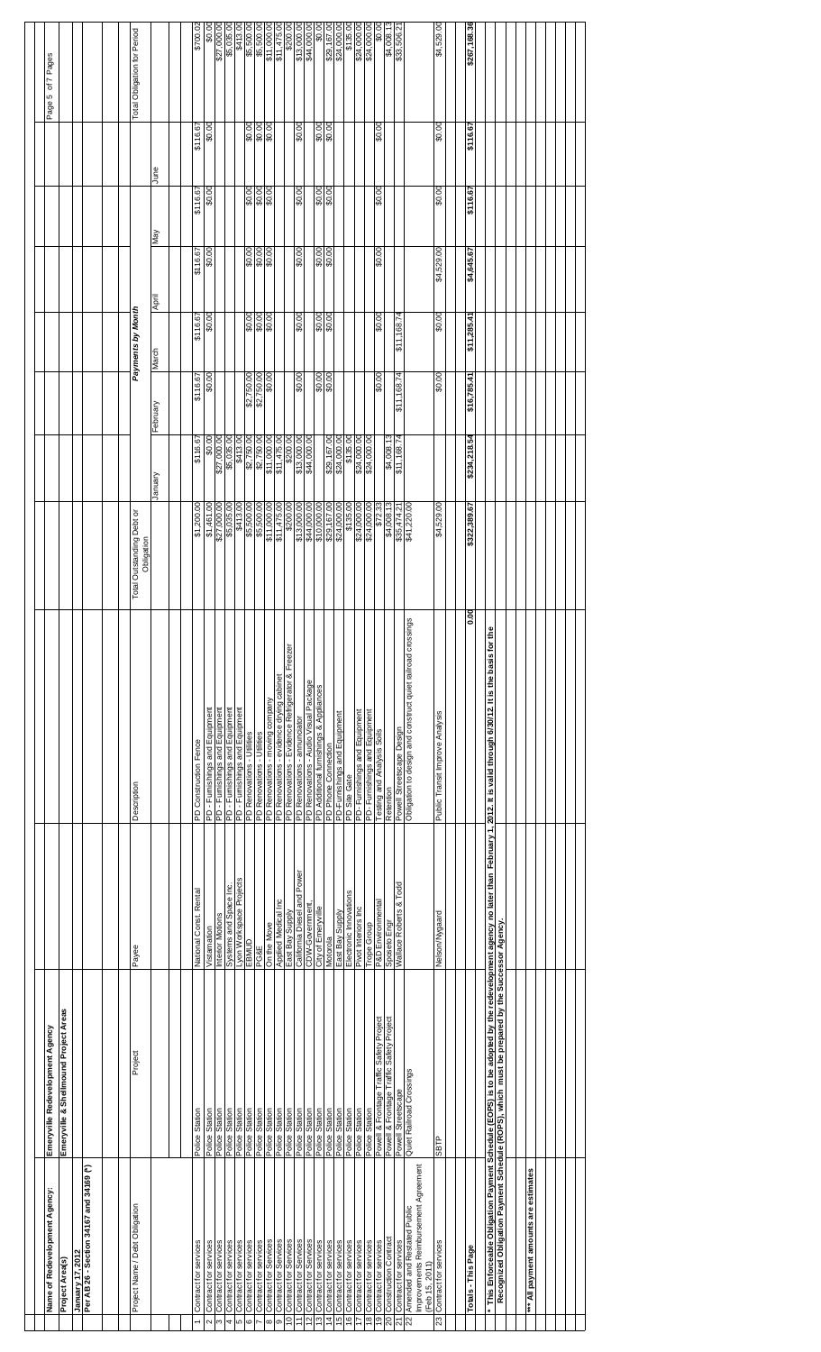**Name of Redevelopment Agency:** Emeryville Redevelopment Agency

**Project Area(s)** Emeryville & Shellmound Project Areas

**January 17, 2012**

**Per AB 26 - Section 34167 and 34169 (*)**

| # | Project Name / Debt Obligation | Project | Payee | Description | | Total Outstanding Debt or Obligation | Payments by Month | | | | | | Total Obligation for Period |
|---|---|---|---|---|---|---|---|---|---|---|---|---|---|
| | | | | | | | January | February | March | April | May | June | |
| 1 | Contract for services | Police Station | National Const. Rental | PD Construction Fence | | $1,200.00 | $116.67 | $116.67 | $116.67 | $116.67 | $116.67 | $116.67 | $700.02 |
| 2 | Contract for services | Police Station | Vistamation | PD - Furnishings and Equipment | | $1,461.00 | $0.00 | $0.00 | $0.00 | $0.00 | $0.00 | $0.00 | $0.00 |
| 3 | Contract for services | Police Station | Interior Motions | PD - Furnishings and Equipment | | $27,000.00 | $27,000.00 | | | | | | $27,000.00 |
| 4 | Contract for services | Police Station | Systems and Space Inc | PD - Furnishings and Equipment | | $5,035.00 | $5,035.00 | | | | | | $5,035.00 |
| 5 | Contract for services | Police Station | Lyon Workspace Projects | PD - Furnishings and Equipment | | $413.00 | $413.00 | | | | | | $413.00 |
| 6 | Contract for services | Police Station | EBMUD | PD Renovations - Utilities | | $5,500.00 | $2,750.00 | $2,750.00 | | $0.00 | $0.00 | $0.00 | $5,500.00 |
| 7 | Contract for services | Police Station | PG&E | PD Renovations - Utilities | | $5,500.00 | $2,750.00 | $2,750.00 | | $0.00 | $0.00 | $0.00 | $5,500.00 |
| 8 | Contract for Services | Police Station | On the Move | PD Renovations - moving company | | $11,000.00 | $11,000.00 | $0.00 | | | $0.00 | $0.00 | $11,000.00 |
| 9 | Contract for Services | Police Station | Applied Medical Inc | PD Renovations - evidence drying cabinet | | $11,475.00 | $11,475.00 | | | | | | $11,475.00 |
| 10 | Contract for Services | Police Station | East Bay Supply | PD Renovations - Evidence Refrigerator & Freezer | | $200.00 | $200.00 | | | | | | $200.00 |
| 11 | Contract for Services | Police Station | California Diesel and Power | PD Renovations - annunciator | | $13,000.00 | $13,000.00 | $0.00 | | | $0.00 | | $13,000.00 |
| 12 | Contract for Services | Police Station | CDW-Government | PD Renovations - Audio Visual Package | | $44,000.00 | $44,000.00 | | | | | | $44,000.00 |
| 13 | Contract for services | Police Station | City of Emeryville | PD Additional furnishings & Appliances | | $10,000.00 | $0.00 | $0.00 | | | $0.00 | $0.00 | $0.00 |
| 14 | Contract for services | Police Station | Motorola | PD Phone Connection | | $29,167.00 | $29,167.00 | $0.00 | | | $0.00 | $0.00 | $29,167.00 |
| 15 | Contract for services | Police Station | East Bay Supply | PD Furnishings and Equipment | | $24,000.00 | $24,000.00 | | | | | | $24,000.00 |
| 16 | Contract for services | Police Station | Electronic Innovations | PD Site Gate | | $135.00 | $135.00 | | | | | | $135.00 |
| 17 | Contract for services | Police Station | Pivot Interiors Inc | PD- Furnishings and Equipment | | $24,000.00 | $24,000.00 | | | | | | $24,000.00 |
| 18 | Contract for services | Police Station | Trope Group | PD- Furnishings and Equipment | | $24,000.00 | $24,000.00 | | | | | | $24,000.00 |
| 19 | Contract for services | Powell & Frontage Traffic Safety Project | P&D Environmental | Testing and Analysis Soils | | $72.23 | | $0.00 | | $0.00 | $0.00 | | $0.00 |
| 20 | Construction Contract | Powell & Frontage Traffic Safety Project | Sposeto Engr | Retention | | $4,008.13 | $4,008.13 | | | | | | $4,008.13 |
| 21 | Contract for services | Powell Streetscape | Wallace Roberts & Todd | Powell Streetscape Design | | $35,474.21 | $11,168.74 | $11,168.74 | $11,168.74 | | | | $33,506.21 |
| 22 | Amended and Restated Public Improvements Reimbursement Agreement (Feb 15, 2011) | Quiet Railroad Crossings | | Obligation to design and construct quiet railroad crossings | | $41,220.00 | | | | | | | |
| 23 | Contract for services | SBTP | Nelson/Nygaard | Public Transit Improve Analysis | | $4,529.00 | | $0.00 | $0.00 | $4,529.00 | $0.00 | $0.00 | $4,529.00 |
| | **Totals - This Page** | | | | 0.00 | $322,389.67 | $234,218.54 | $16,785.41 | $11,285.41 | $4,645.67 | $116.67 | $116.67 | $267,168.36 |

\* This Enforceable Obligation Payment Schedule (EOPS) is to be adopted by the redevelopment agency no later than February 1, 2012. It is valid through 6/30/12. It is the basis for the Recognized Obligation Payment Schedule (ROPS), which must be prepared by the Successor Agency.

*** All payment amounts are estimates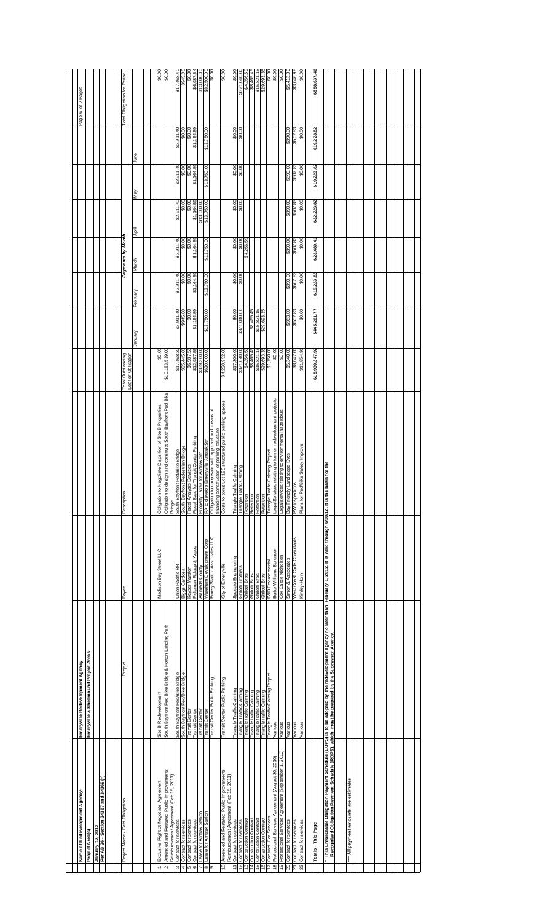**Name of Redevelopment Agency:** Emeryville Redevelopment Agency

**Project Area(s):** Emeryville & Shellmound Project Areas

**January 17, 2012**

**Per AB 26 - Section 34167 and 34169 (*)**

| | Project Name / Debt Obligation | Project | Payee | Description | Total Outstanding Debt or Obligation | Payments by Month: January | February | March | April | May | June | Total Obligation for Period |
|---|---|---|---|---|---|---|---|---|---|---|---|---|
| 1 | Exclusive Right to Negotiate Agreement | Site B Redevelopment | Madison Bay Street LLC | Obligation to Negotiate Disposition of Site B Properties | $0.00 | | | | | | | $0.00 |
| 2 | Amended and Restated Public Improvements Reimbursement Agreement (Feb 15, 2011) | South Bayfront Ped Bike Bridge & Horton Landing Park | | Obligation to design and construct South Bayfront Ped Bike Bridge | $10,183,539.00 | | | | | | | $0.00 |
| 3 | Contract for services | South Bayfront Ped/Bike Bridge | Union Pacific RR | South Bayfront Ped/Bike Bridge | $17,468.37 | $2,911.40 | $2,911.40 | $2,911.40 | $2,911.40 | $2,911.40 | $2,911.40 | $17,468.40 |
| 4 | Contract for services | South Bayfront Ped/Bike Bridge | Biggs Cardosa | South Bayfront Pedestrian Bridge | $35,445.00 | $945.00 | $0.00 | $0.00 | $0.00 | $0.00 | $0.00 | $945.00 |
| 5 | Contract for services | Transit Center | Keyser Marston | Fiscal Analysis Services | $6,587.52 | $0.00 | $0.00 | $0.00 | $0.00 | $0.00 | $0.00 | $0.00 |
| 6 | Contract for services | Transit Center | Fieldman Rolapp & Assoc | Fiscal Svcs for Transit Center Parking | $12,987.52 | $1,164.59 | $1,164.59 | $1,164.59 | $1,164.59 | $1,164.59 | $1,164.59 | $6,987.54 |
| 7 | Lease for Amtrak Station | Transit Center | Alameda County | Property Taxes for Amtrak Stn | $339,300.00 | | | | $13,000.00 | | | $13,000.00 |
| 8 | Lease for Amtrak Station | Transit Center | Wareham Development Corp | PA to develop Emeryville Amtrak Stn | $830,000.00 | $13,750.00 | $13,750.00 | $13,750.00 | $13,750.00 | $13,750.00 | $13,750.00 | $82,500.00 |
| 9 | | Transit Center Public Parking | Emery Station Associates LLC | Obligation to cooperate with approval and means of financing construction of parking structure | | | | | | | | $0.00 |
| 10 | Amended and Restated Public Improvements Reimbursement Agreement (Feb 15, 2011) | Transit Center Public Parking | City of Emeryville | Costs to construct 125 structured public parking spaces | $4,230,952.00 | | | | | | | $0.00 |
| 11 | Contract for services | Triangle Traffic Calming | Spoede Engineering | Triangle Traffic Calming | $17,300.00 | $0.00 | $0.00 | $0.00 | | $0.00 | $0.00 | $0.00 |
| 12 | Contract for services | Triangle Traffic Calming | Ghilotti Brothers | Triangle Traffic Calming | $371,040.00 | $371,040.00 | $0.00 | $0.00 | | $0.00 | $0.00 | $371,040.00 |
| 13 | Construction Contract | Triangle traffic Calming | Ghilotti Bros | Retention | $4,256.53 | | | $4,256.53 | | | | $4,256.53 |
| 14 | Construction Contract | Triangle traffic Calming | Ghilotti Bros | Retention | $8,465.48 | $8,465.48 | | | | | | $8,465.48 |
| 15 | Construction Contract | Triangle traffic Calming | Ghilotti Bros | Retention | $15,821.13 | $15,821.13 | | | | | | $15,821.13 |
| 16 | Construction Contract | Triangle traffic Calming | Ghilotti Bros | Retention | $29,693.35 | $29,693.35 | | | | | | $29,693.35 |
| 17 | Contract For Services | Triangle Traffic Calming Project | PAD Environmental | Triangle Traffic Calming Project | $1,750.00 | | | | | | | $0.00 |
| 18 | Professional Services Agreement (August 30, 2010) | Various | Burke Williams Sorensen | Legal Services relating to former redevelopment projects | $0.00 | | | | | | | $0.00 |
| 19 | Professional Services Agreement (September 1, 2010) | Various | Cox Castle Nicholsen | Legal services relating to environmental hazardous | $0.00 | | | | | | | $0.00 |
| 20 | Contract for services | Various | Simon & Associates | Bay Friendly Landscape Svcs | $5,340.00 | $963.00 | $890.00 | $890.00 | $890.00 | $890.00 | $890.00 | $5,413.00 |
| 21 | Contract for services | Various | West Coast Code Consultants | PW Inspections | $8,047.00 | $507.83 | $507.83 | $507.83 | $507.83 | $507.83 | $507.83 | $3,046.98 |
| 22 | Contract for services | Various | Kimley-Horn | Plans for Ped/Bike Safety Improve | $11,854.93 | $0.00 | $0.00 | $0.00 | $0.00 | $0.00 | $0.00 | $0.00 |
| | **Totals - This Page** | | | | **$15,930,247.92** | **$445,261.77** | **$19,223.82** | **$23,480.43** | **$32,223.82** | **$19,223.82** | **$19,223.82** | **$558,637.46** |

* This Enforceable Obligation Payment Schedule (EOPS) is to be adopted by the redevelopment agency no later than February 1, 2012. It is valid through 6/30/12. It is the basis for the Recognized Obligation Payment Schedule (ROPS), which must be prepared by the Successor Agency.

** All payment amounts are estimates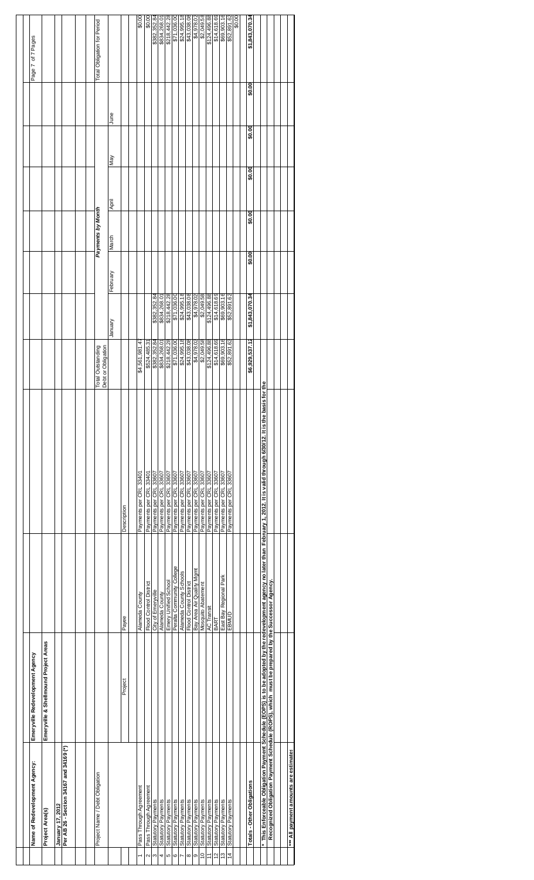| Name of Redevelopment Agency: | Emeryville Redevelopment Agency |
|---|---|
| Project Area(s) | Emeryville & Shellmound Project Areas |

**January 17, 2012**
**Per AB 26 - Section 34167 and 34169 (*)**

| | Project Name / Debt Obligation | Payee | Description | Project | Total Outstanding Debt or Obligation | Payments by Month: January | February | March | April | May | June | Total Obligation for Period |
|---|---|---|---|---|---|---|---|---|---|---|---|---|
| 1 | Pass Through Agreement | Alameda County | Payments per CRL 33401 | | $4,561,981.47 | | | | | | | $0.00 |
| 2 | Pass Through Agreement | Flood Control District | Payments per CRL 33401 | | $524,465.31 | | | | | | | $0.00 |
| 3 | Statutory Payments | City of Emeryville | Payments per CRL 33607 | | $382,352.84 | $382,352.84 | | | | | | $382,352.84 |
| 4 | Statutory Payments | Alameda County | Payments per CRL 33607 | | $834,268.01 | $834,268.01 | | | | | | $834,268.01 |
| 5 | Statutory Payments | Emery Unified School | Payments per CRL 33607 | | $218,442.28 | $218,442.28 | | | | | | $218,442.28 |
| 6 | Statutory Payments | Peralta Community College | Payments per CRL 33607 | | $71,036.00 | $71,036.00 | | | | | | $71,036.00 |
| 7 | Statutory Payments | Alameda County Schools | Payments per CRL 33607 | | $24,995.18 | $24,995.18 | | | | | | $24,995.18 |
| 8 | Statutory Payments | Flood Control District | Payments per CRL 33607 | | $43,038.06 | $43,038.06 | | | | | | $43,038.06 |
| 9 | Statutory Payments | Bay Area Air Quality Mgmt | Payments per CRL 33607 | | $4,978.02 | $4,978.02 | | | | | | $4,978.02 |
| 10 | Statutory Payments | Mosquito Abatement | Payments per CRL 33607 | | $2,049.58 | $2,049.58 | | | | | | $2,049.58 |
| 11 | Statutory Payments | AC Transit | Payments per CRL 33607 | | $124,496.88 | $124,496.88 | | | | | | $124,496.88 |
| 12 | Statutory Payments | BART | Payments per CRL 33607 | | $14,618.69 | $14,618.69 | | | | | | $14,618.69 |
| 13 | Statutory Payments | East Bay Regional Park | Payments per CRL 33607 | | $69,903.18 | $69,903.18 | | | | | | $69,903.18 |
| 14 | Statutory Payments | EBMUD | Payments per CRL 33607 | | $52,891.62 | $52,891.62 | | | | | | $52,891.62 |
| | | | | | | | | | | | | $0.00 |
| | **Totals - Other Obligations** | | | | **$6,929,537.12** | **$1,843,070.34** | **$0.00** | **$0.00** | **$0.00** | **$0.00** | **$0.00** | **$1,843,070.34** |

**\* This Enforceable Obligation Payment Schedule (EOPS) is to be adopted by the redevelopment agency no later than February 1, 2012. It is valid through 6/30/12. It is the basis for the Recognized Obligation Payment Schedule (ROPS), which must be prepared by the Successor Agency.**

**\*\*\* All payment amounts are estimates**